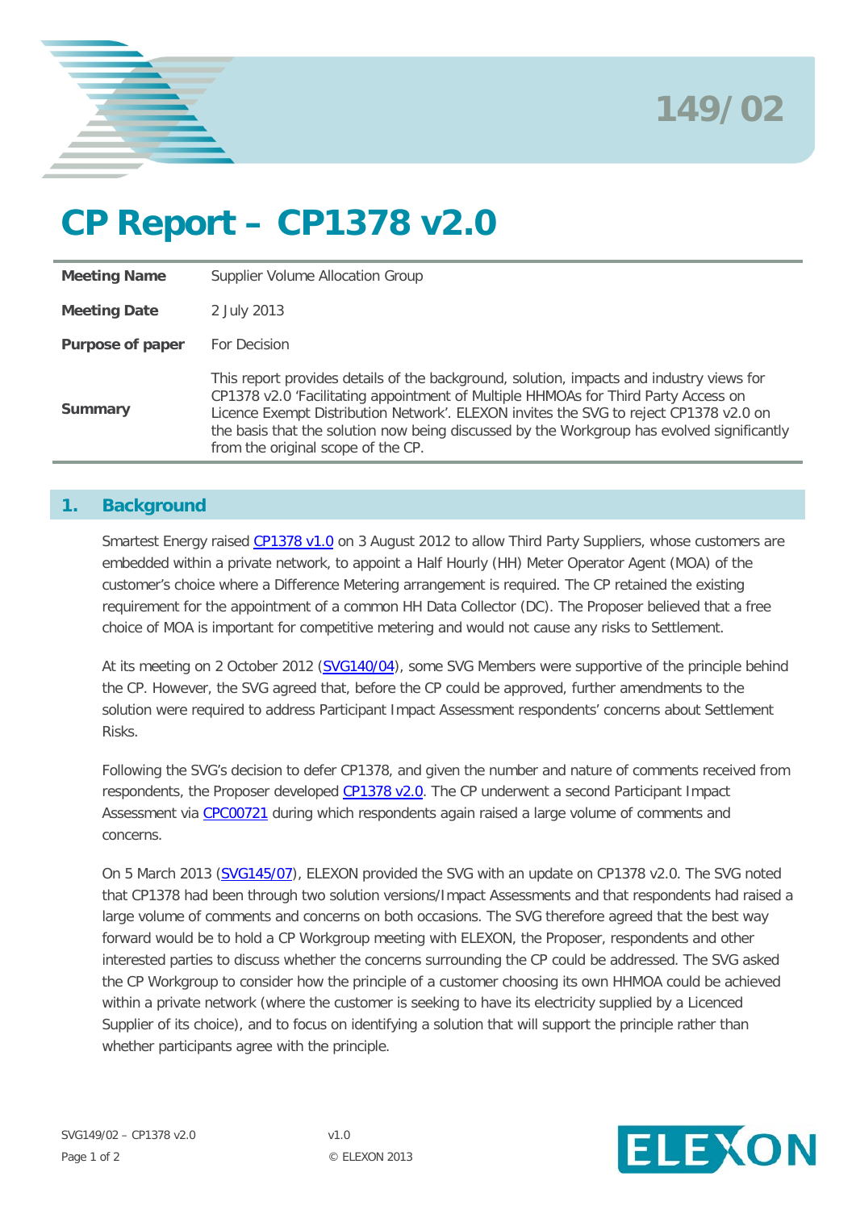149/02

# CP Report – CP1378 v2.0

| Meeting Name | Supplier Volume Allocation Group |
|---|---|
| Meeting Date | 2 July 2013 |
| Purpose of paper | For Decision |
| Summary | This report provides details of the background, solution, impacts and industry views for CP1378 v2.0 'Facilitating appointment of Multiple HHMOAs for Third Party Access on Licence Exempt Distribution Network'. ELEXON invites the SVG to reject CP1378 v2.0 on the basis that the solution now being discussed by the Workgroup has evolved significantly from the original scope of the CP. |

## 1. Background

Smartest Energy raised CP1378 v1.0 on 3 August 2012 to allow Third Party Suppliers, whose customers are embedded within a private network, to appoint a Half Hourly (HH) Meter Operator Agent (MOA) of the customer's choice where a Difference Metering arrangement is required. The CP retained the existing requirement for the appointment of a common HH Data Collector (DC). The Proposer believed that a free choice of MOA is important for competitive metering and would not cause any risks to Settlement.

At its meeting on 2 October 2012 (SVG140/04), some SVG Members were supportive of the principle behind the CP. However, the SVG agreed that, before the CP could be approved, further amendments to the solution were required to address Participant Impact Assessment respondents' concerns about Settlement Risks.

Following the SVG's decision to defer CP1378, and given the number and nature of comments received from respondents, the Proposer developed CP1378 v2.0. The CP underwent a second Participant Impact Assessment via CPC00721 during which respondents again raised a large volume of comments and concerns.

On 5 March 2013 (SVG145/07), ELEXON provided the SVG with an update on CP1378 v2.0. The SVG noted that CP1378 had been through two solution versions/Impact Assessments and that respondents had raised a large volume of comments and concerns on both occasions. The SVG therefore agreed that the best way forward would be to hold a CP Workgroup meeting with ELEXON, the Proposer, respondents and other interested parties to discuss whether the concerns surrounding the CP could be addressed. The SVG asked the CP Workgroup to consider how the principle of a customer choosing its own HHMOA could be achieved within a private network (where the customer is seeking to have its electricity supplied by a Licenced Supplier of its choice), and to focus on identifying a solution that will support the principle rather than whether participants agree with the principle.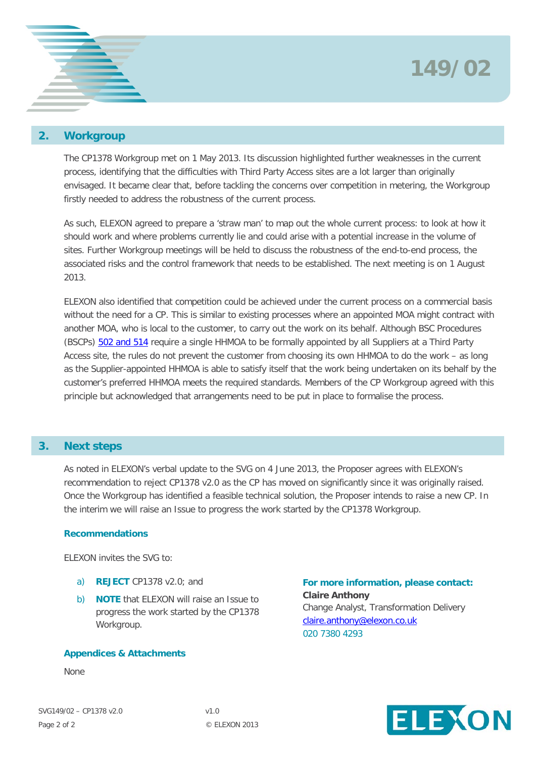## 2. Workgroup

The CP1378 Workgroup met on 1 May 2013. Its discussion highlighted further weaknesses in the current process, identifying that the difficulties with Third Party Access sites are a lot larger than originally envisaged. It became clear that, before tackling the concerns over competition in metering, the Workgroup firstly needed to address the robustness of the current process.

As such, ELEXON agreed to prepare a 'straw man' to map out the whole current process: to look at how it should work and where problems currently lie and could arise with a potential increase in the volume of sites. Further Workgroup meetings will be held to discuss the robustness of the end-to-end process, the associated risks and the control framework that needs to be established. The next meeting is on 1 August 2013.

ELEXON also identified that competition could be achieved under the current process on a commercial basis without the need for a CP. This is similar to existing processes where an appointed MOA might contract with another MOA, who is local to the customer, to carry out the work on its behalf. Although BSC Procedures (BSCPs) 502 and 514 require a single HHMOA to be formally appointed by all Suppliers at a Third Party Access site, the rules do not prevent the customer from choosing its own HHMOA to do the work – as long as the Supplier-appointed HHMOA is able to satisfy itself that the work being undertaken on its behalf by the customer's preferred HHMOA meets the required standards. Members of the CP Workgroup agreed with this principle but acknowledged that arrangements need to be put in place to formalise the process.

## 3. Next steps

As noted in ELEXON's verbal update to the SVG on 4 June 2013, the Proposer agrees with ELEXON's recommendation to reject CP1378 v2.0 as the CP has moved on significantly since it was originally raised. Once the Workgroup has identified a feasible technical solution, the Proposer intends to raise a new CP. In the interim we will raise an Issue to progress the work started by the CP1378 Workgroup.

### Recommendations

ELEXON invites the SVG to:

a) **REJECT** CP1378 v2.0; and

b) **NOTE** that ELEXON will raise an Issue to progress the work started by the CP1378 Workgroup.

### Appendices & Attachments

None

**For more information, please contact:**

**Claire Anthony**
Change Analyst, Transformation Delivery
claire.anthony@elexon.co.uk
020 7380 4293